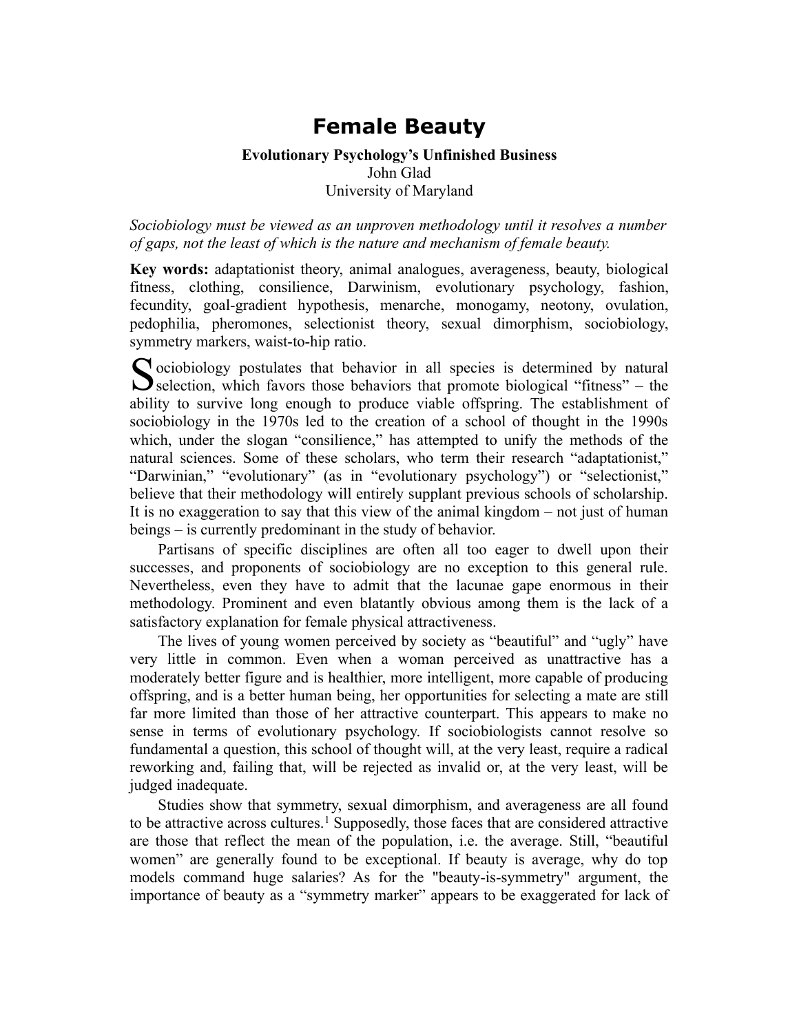# Female Beauty

**Evolutionary Psychology's Unfinished Business**

John Glad

University of Maryland

*Sociobiology must be viewed as an unproven methodology until it resolves a number of gaps, not the least of which is the nature and mechanism of female beauty.*

**Key words:** adaptationist theory, animal analogues, averageness, beauty, biological fitness, clothing, consilience, Darwinism, evolutionary psychology, fashion, fecundity, goal-gradient hypothesis, menarche, monogamy, neotony, ovulation, pedophilia, pheromones, selectionist theory, sexual dimorphism, sociobiology, symmetry markers, waist-to-hip ratio.

Sociobiology postulates that behavior in all species is determined by natural selection, which favors those behaviors that promote biological "fitness" – the ability to survive long enough to produce viable offspring. The establishment of sociobiology in the 1970s led to the creation of a school of thought in the 1990s which, under the slogan "consilience," has attempted to unify the methods of the natural sciences. Some of these scholars, who term their research "adaptationist," "Darwinian," "evolutionary" (as in "evolutionary psychology") or "selectionist," believe that their methodology will entirely supplant previous schools of scholarship. It is no exaggeration to say that this view of the animal kingdom – not just of human beings – is currently predominant in the study of behavior.

Partisans of specific disciplines are often all too eager to dwell upon their successes, and proponents of sociobiology are no exception to this general rule. Nevertheless, even they have to admit that the lacunae gape enormous in their methodology. Prominent and even blatantly obvious among them is the lack of a satisfactory explanation for female physical attractiveness.

The lives of young women perceived by society as "beautiful" and "ugly" have very little in common. Even when a woman perceived as unattractive has a moderately better figure and is healthier, more intelligent, more capable of producing offspring, and is a better human being, her opportunities for selecting a mate are still far more limited than those of her attractive counterpart. This appears to make no sense in terms of evolutionary psychology. If sociobiologists cannot resolve so fundamental a question, this school of thought will, at the very least, require a radical reworking and, failing that, will be rejected as invalid or, at the very least, will be judged inadequate.

Studies show that symmetry, sexual dimorphism, and averageness are all found to be attractive across cultures.[1] Supposedly, those faces that are considered attractive are those that reflect the mean of the population, i.e. the average. Still, "beautiful women" are generally found to be exceptional. If beauty is average, why do top models command huge salaries? As for the "beauty-is-symmetry" argument, the importance of beauty as a "symmetry marker" appears to be exaggerated for lack of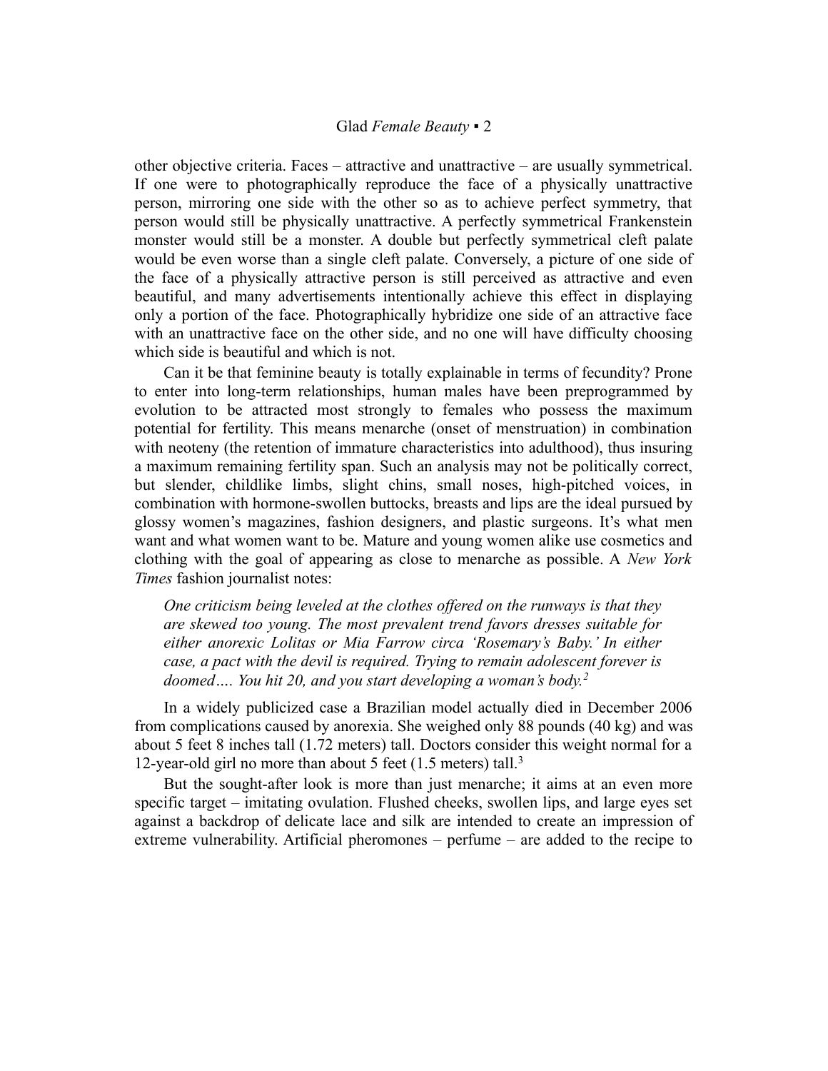other objective criteria. Faces – attractive and unattractive – are usually symmetrical. If one were to photographically reproduce the face of a physically unattractive person, mirroring one side with the other so as to achieve perfect symmetry, that person would still be physically unattractive. A perfectly symmetrical Frankenstein monster would still be a monster. A double but perfectly symmetrical cleft palate would be even worse than a single cleft palate. Conversely, a picture of one side of the face of a physically attractive person is still perceived as attractive and even beautiful, and many advertisements intentionally achieve this effect in displaying only a portion of the face. Photographically hybridize one side of an attractive face with an unattractive face on the other side, and no one will have difficulty choosing which side is beautiful and which is not.

Can it be that feminine beauty is totally explainable in terms of fecundity? Prone to enter into long-term relationships, human males have been preprogrammed by evolution to be attracted most strongly to females who possess the maximum potential for fertility. This means menarche (onset of menstruation) in combination with neoteny (the retention of immature characteristics into adulthood), thus insuring a maximum remaining fertility span. Such an analysis may not be politically correct, but slender, childlike limbs, slight chins, small noses, high-pitched voices, in combination with hormone-swollen buttocks, breasts and lips are the ideal pursued by glossy women's magazines, fashion designers, and plastic surgeons. It's what men want and what women want to be. Mature and young women alike use cosmetics and clothing with the goal of appearing as close to menarche as possible. A *New York Times* fashion journalist notes:

> *One criticism being leveled at the clothes offered on the runways is that they are skewed too young. The most prevalent trend favors dresses suitable for either anorexic Lolitas or Mia Farrow circa 'Rosemary's Baby.' In either case, a pact with the devil is required. Trying to remain adolescent forever is doomed…. You hit 20, and you start developing a woman's body.*[2]

In a widely publicized case a Brazilian model actually died in December 2006 from complications caused by anorexia. She weighed only 88 pounds (40 kg) and was about 5 feet 8 inches tall (1.72 meters) tall. Doctors consider this weight normal for a 12-year-old girl no more than about 5 feet (1.5 meters) tall.[3]

But the sought-after look is more than just menarche; it aims at an even more specific target – imitating ovulation. Flushed cheeks, swollen lips, and large eyes set against a backdrop of delicate lace and silk are intended to create an impression of extreme vulnerability. Artificial pheromones – perfume – are added to the recipe to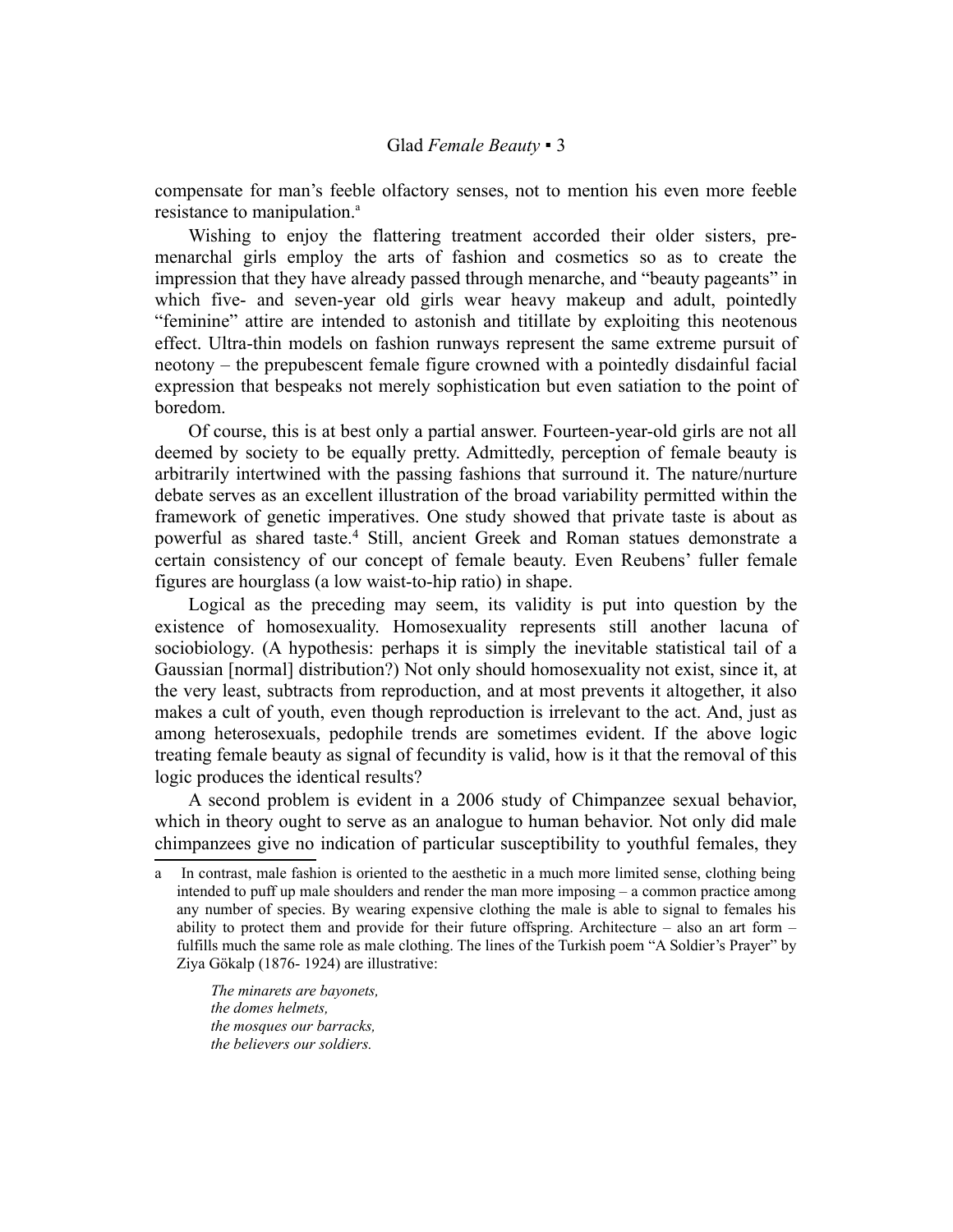compensate for man's feeble olfactory senses, not to mention his even more feeble resistance to manipulation.[a]

Wishing to enjoy the flattering treatment accorded their older sisters, pre-menarchal girls employ the arts of fashion and cosmetics so as to create the impression that they have already passed through menarche, and "beauty pageants" in which five- and seven-year old girls wear heavy makeup and adult, pointedly "feminine" attire are intended to astonish and titillate by exploiting this neotenous effect. Ultra-thin models on fashion runways represent the same extreme pursuit of neotony – the prepubescent female figure crowned with a pointedly disdainful facial expression that bespeaks not merely sophistication but even satiation to the point of boredom.

Of course, this is at best only a partial answer. Fourteen-year-old girls are not all deemed by society to be equally pretty. Admittedly, perception of female beauty is arbitrarily intertwined with the passing fashions that surround it. The nature/nurture debate serves as an excellent illustration of the broad variability permitted within the framework of genetic imperatives. One study showed that private taste is about as powerful as shared taste.[4] Still, ancient Greek and Roman statues demonstrate a certain consistency of our concept of female beauty. Even Reubens' fuller female figures are hourglass (a low waist-to-hip ratio) in shape.

Logical as the preceding may seem, its validity is put into question by the existence of homosexuality. Homosexuality represents still another lacuna of sociobiology. (A hypothesis: perhaps it is simply the inevitable statistical tail of a Gaussian [normal] distribution?) Not only should homosexuality not exist, since it, at the very least, subtracts from reproduction, and at most prevents it altogether, it also makes a cult of youth, even though reproduction is irrelevant to the act. And, just as among heterosexuals, pedophile trends are sometimes evident. If the above logic treating female beauty as signal of fecundity is valid, how is it that the removal of this logic produces the identical results?

A second problem is evident in a 2006 study of Chimpanzee sexual behavior, which in theory ought to serve as an analogue to human behavior. Not only did male chimpanzees give no indication of particular susceptibility to youthful females, they

---

[a] In contrast, male fashion is oriented to the aesthetic in a much more limited sense, clothing being intended to puff up male shoulders and render the man more imposing – a common practice among any number of species. By wearing expensive clothing the male is able to signal to females his ability to protect them and provide for their future offspring. Architecture – also an art form – fulfills much the same role as male clothing. The lines of the Turkish poem "A Soldier's Prayer" by Ziya Gökalp (1876- 1924) are illustrative:

> *The minarets are bayonets,*
> *the domes helmets,*
> *the mosques our barracks,*
> *the believers our soldiers.*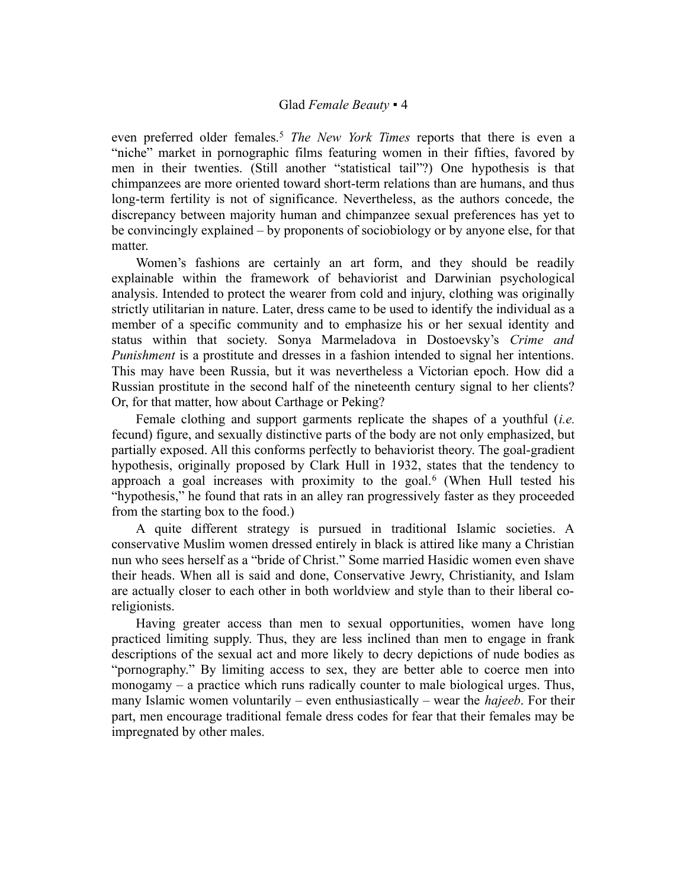even preferred older females.[5] *The New York Times* reports that there is even a "niche" market in pornographic films featuring women in their fifties, favored by men in their twenties. (Still another "statistical tail"?) One hypothesis is that chimpanzees are more oriented toward short-term relations than are humans, and thus long-term fertility is not of significance. Nevertheless, as the authors concede, the discrepancy between majority human and chimpanzee sexual preferences has yet to be convincingly explained – by proponents of sociobiology or by anyone else, for that matter.

Women's fashions are certainly an art form, and they should be readily explainable within the framework of behaviorist and Darwinian psychological analysis. Intended to protect the wearer from cold and injury, clothing was originally strictly utilitarian in nature. Later, dress came to be used to identify the individual as a member of a specific community and to emphasize his or her sexual identity and status within that society. Sonya Marmeladova in Dostoevsky's *Crime and Punishment* is a prostitute and dresses in a fashion intended to signal her intentions. This may have been Russia, but it was nevertheless a Victorian epoch. How did a Russian prostitute in the second half of the nineteenth century signal to her clients? Or, for that matter, how about Carthage or Peking?

Female clothing and support garments replicate the shapes of a youthful (*i.e.* fecund) figure, and sexually distinctive parts of the body are not only emphasized, but partially exposed. All this conforms perfectly to behaviorist theory. The goal-gradient hypothesis, originally proposed by Clark Hull in 1932, states that the tendency to approach a goal increases with proximity to the goal.[6] (When Hull tested his "hypothesis," he found that rats in an alley ran progressively faster as they proceeded from the starting box to the food.)

A quite different strategy is pursued in traditional Islamic societies. A conservative Muslim women dressed entirely in black is attired like many a Christian nun who sees herself as a "bride of Christ." Some married Hasidic women even shave their heads. When all is said and done, Conservative Jewry, Christianity, and Islam are actually closer to each other in both worldview and style than to their liberal co-religionists.

Having greater access than men to sexual opportunities, women have long practiced limiting supply. Thus, they are less inclined than men to engage in frank descriptions of the sexual act and more likely to decry depictions of nude bodies as "pornography." By limiting access to sex, they are better able to coerce men into monogamy – a practice which runs radically counter to male biological urges. Thus, many Islamic women voluntarily – even enthusiastically – wear the *hajeeb*. For their part, men encourage traditional female dress codes for fear that their females may be impregnated by other males.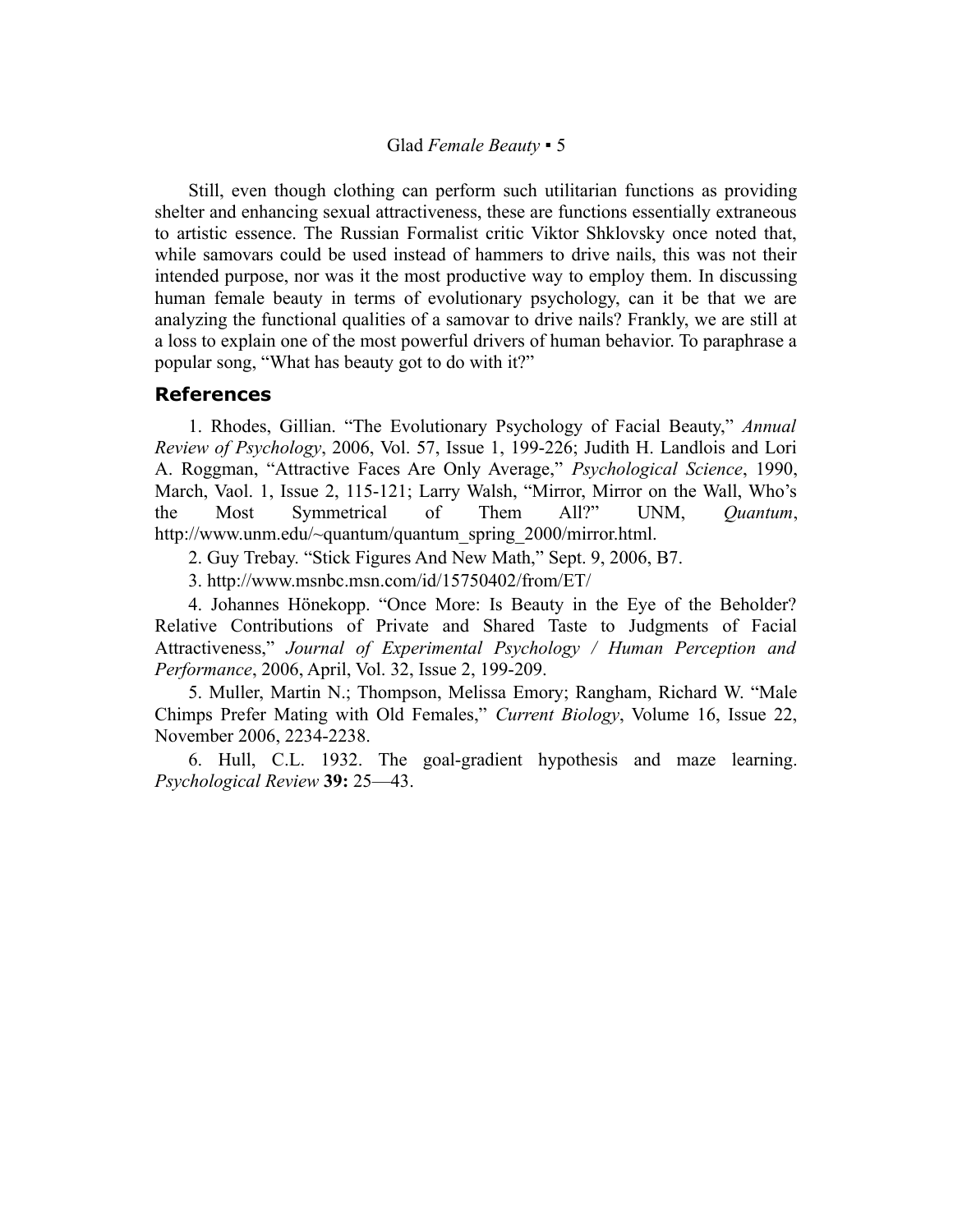Still, even though clothing can perform such utilitarian functions as providing shelter and enhancing sexual attractiveness, these are functions essentially extraneous to artistic essence. The Russian Formalist critic Viktor Shklovsky once noted that, while samovars could be used instead of hammers to drive nails, this was not their intended purpose, nor was it the most productive way to employ them. In discussing human female beauty in terms of evolutionary psychology, can it be that we are analyzing the functional qualities of a samovar to drive nails? Frankly, we are still at a loss to explain one of the most powerful drivers of human behavior. To paraphrase a popular song, "What has beauty got to do with it?"

## References

1. Rhodes, Gillian. "The Evolutionary Psychology of Facial Beauty," *Annual Review of Psychology*, 2006, Vol. 57, Issue 1, 199-226; Judith H. Landlois and Lori A. Roggman, "Attractive Faces Are Only Average," *Psychological Science*, 1990, March, Vaol. 1, Issue 2, 115-121; Larry Walsh, "Mirror, Mirror on the Wall, Who's the Most Symmetrical of Them All?" UNM, *Quantum*, http://www.unm.edu/~quantum/quantum_spring_2000/mirror.html.

2. Guy Trebay. "Stick Figures And New Math," Sept. 9, 2006, B7.

3. http://www.msnbc.msn.com/id/15750402/from/ET/

4. Johannes Hönekopp. "Once More: Is Beauty in the Eye of the Beholder? Relative Contributions of Private and Shared Taste to Judgments of Facial Attractiveness," *Journal of Experimental Psychology / Human Perception and Performance*, 2006, April, Vol. 32, Issue 2, 199-209.

5. Muller, Martin N.; Thompson, Melissa Emory; Rangham, Richard W. "Male Chimps Prefer Mating with Old Females," *Current Biology*, Volume 16, Issue 22, November 2006, 2234-2238.

6. Hull, C.L. 1932. The goal-gradient hypothesis and maze learning. *Psychological Review* **39:** 25—43.